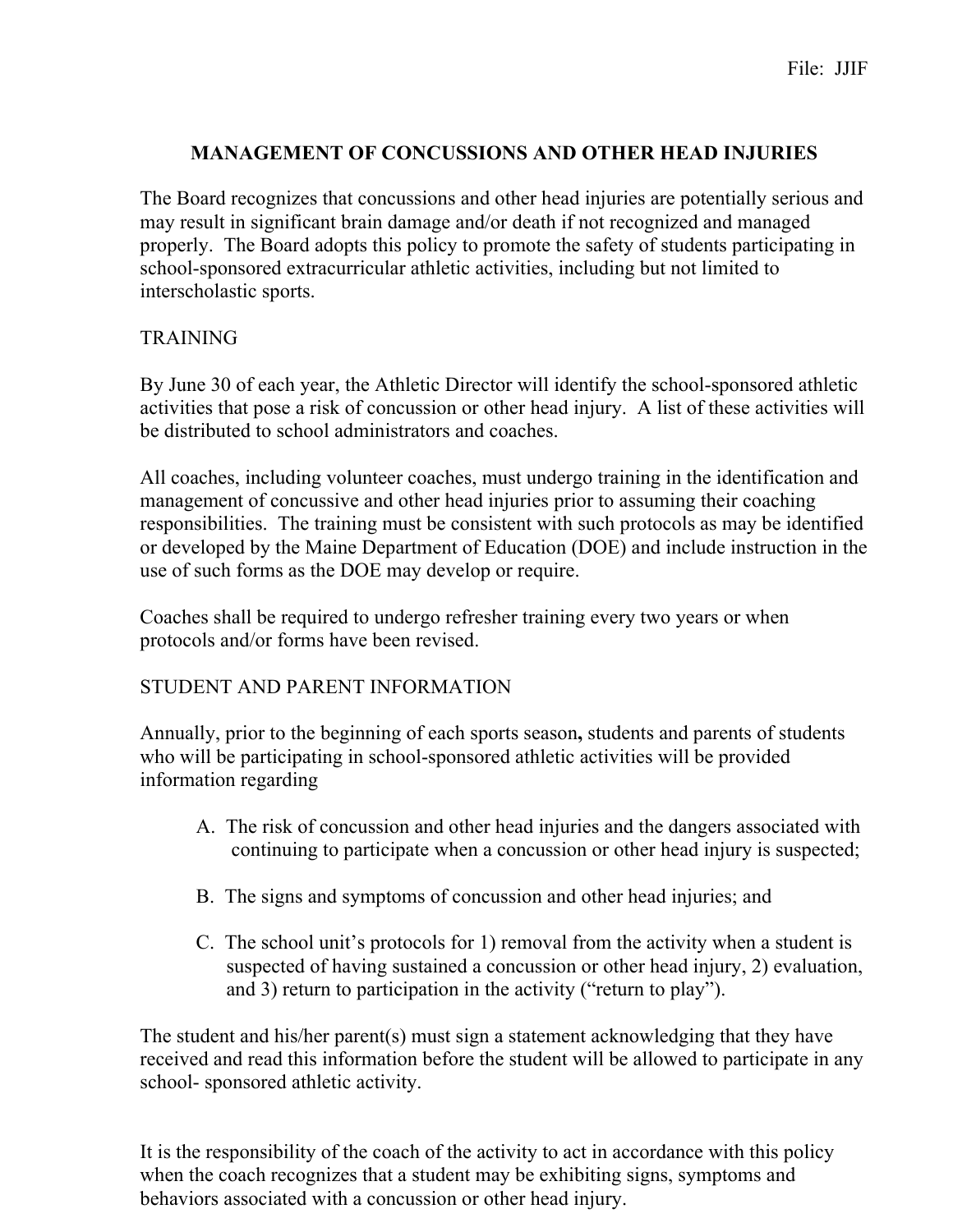File: JJIF

# MANAGEMENT OF CONCUSSIONS AND OTHER HEAD INJURIES

The Board recognizes that concussions and other head injuries are potentially serious and may result in significant brain damage and/or death if not recognized and managed properly. The Board adopts this policy to promote the safety of students participating in school-sponsored extracurricular athletic activities, including but not limited to interscholastic sports.

## TRAINING

By June 30 of each year, the Athletic Director will identify the school-sponsored athletic activities that pose a risk of concussion or other head injury. A list of these activities will be distributed to school administrators and coaches.

All coaches, including volunteer coaches, must undergo training in the identification and management of concussive and other head injuries prior to assuming their coaching responsibilities. The training must be consistent with such protocols as may be identified or developed by the Maine Department of Education (DOE) and include instruction in the use of such forms as the DOE may develop or require.

Coaches shall be required to undergo refresher training every two years or when protocols and/or forms have been revised.

## STUDENT AND PARENT INFORMATION

Annually, prior to the beginning of each sports season**,** students and parents of students who will be participating in school-sponsored athletic activities will be provided information regarding

A. The risk of concussion and other head injuries and the dangers associated with continuing to participate when a concussion or other head injury is suspected;

B. The signs and symptoms of concussion and other head injuries; and

C. The school unit's protocols for 1) removal from the activity when a student is suspected of having sustained a concussion or other head injury, 2) evaluation, and 3) return to participation in the activity ("return to play").

The student and his/her parent(s) must sign a statement acknowledging that they have received and read this information before the student will be allowed to participate in any school- sponsored athletic activity.

It is the responsibility of the coach of the activity to act in accordance with this policy when the coach recognizes that a student may be exhibiting signs, symptoms and behaviors associated with a concussion or other head injury.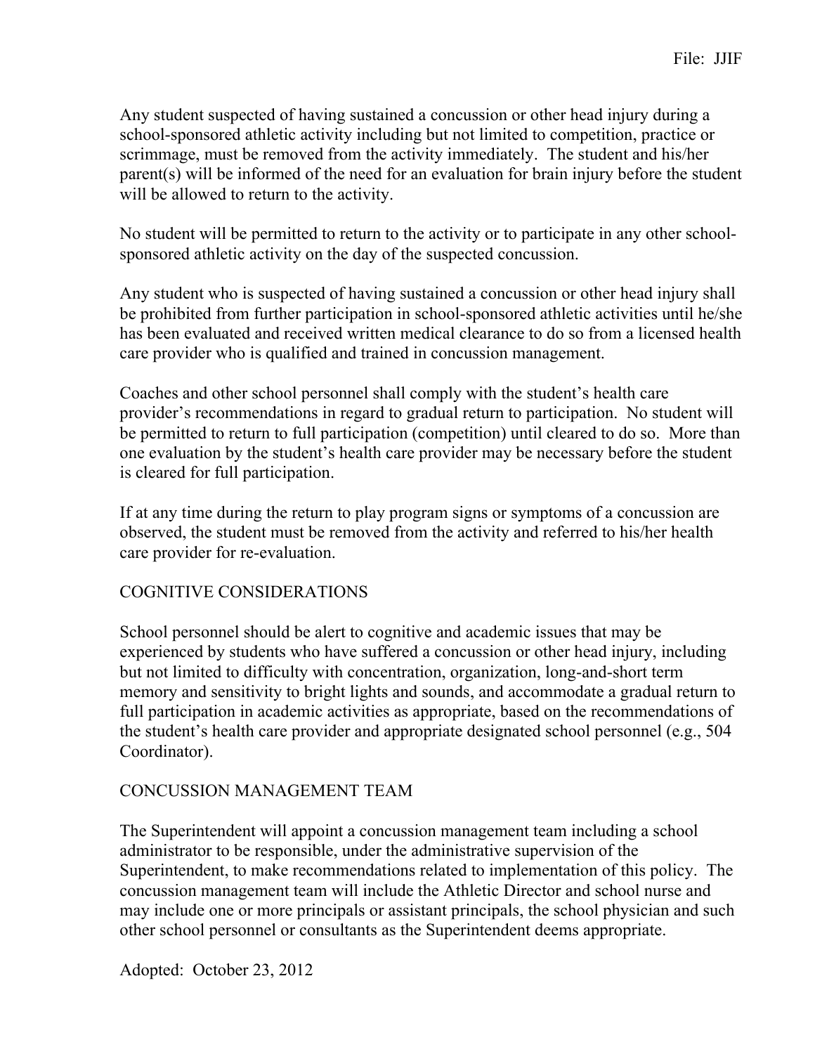Any student suspected of having sustained a concussion or other head injury during a school-sponsored athletic activity including but not limited to competition, practice or scrimmage, must be removed from the activity immediately. The student and his/her parent(s) will be informed of the need for an evaluation for brain injury before the student will be allowed to return to the activity.

No student will be permitted to return to the activity or to participate in any other school-sponsored athletic activity on the day of the suspected concussion.

Any student who is suspected of having sustained a concussion or other head injury shall be prohibited from further participation in school-sponsored athletic activities until he/she has been evaluated and received written medical clearance to do so from a licensed health care provider who is qualified and trained in concussion management.

Coaches and other school personnel shall comply with the student's health care provider's recommendations in regard to gradual return to participation. No student will be permitted to return to full participation (competition) until cleared to do so. More than one evaluation by the student's health care provider may be necessary before the student is cleared for full participation.

If at any time during the return to play program signs or symptoms of a concussion are observed, the student must be removed from the activity and referred to his/her health care provider for re-evaluation.

## COGNITIVE CONSIDERATIONS

School personnel should be alert to cognitive and academic issues that may be experienced by students who have suffered a concussion or other head injury, including but not limited to difficulty with concentration, organization, long-and-short term memory and sensitivity to bright lights and sounds, and accommodate a gradual return to full participation in academic activities as appropriate, based on the recommendations of the student's health care provider and appropriate designated school personnel (e.g., 504 Coordinator).

## CONCUSSION MANAGEMENT TEAM

The Superintendent will appoint a concussion management team including a school administrator to be responsible, under the administrative supervision of the Superintendent, to make recommendations related to implementation of this policy. The concussion management team will include the Athletic Director and school nurse and may include one or more principals or assistant principals, the school physician and such other school personnel or consultants as the Superintendent deems appropriate.

Adopted: October 23, 2012